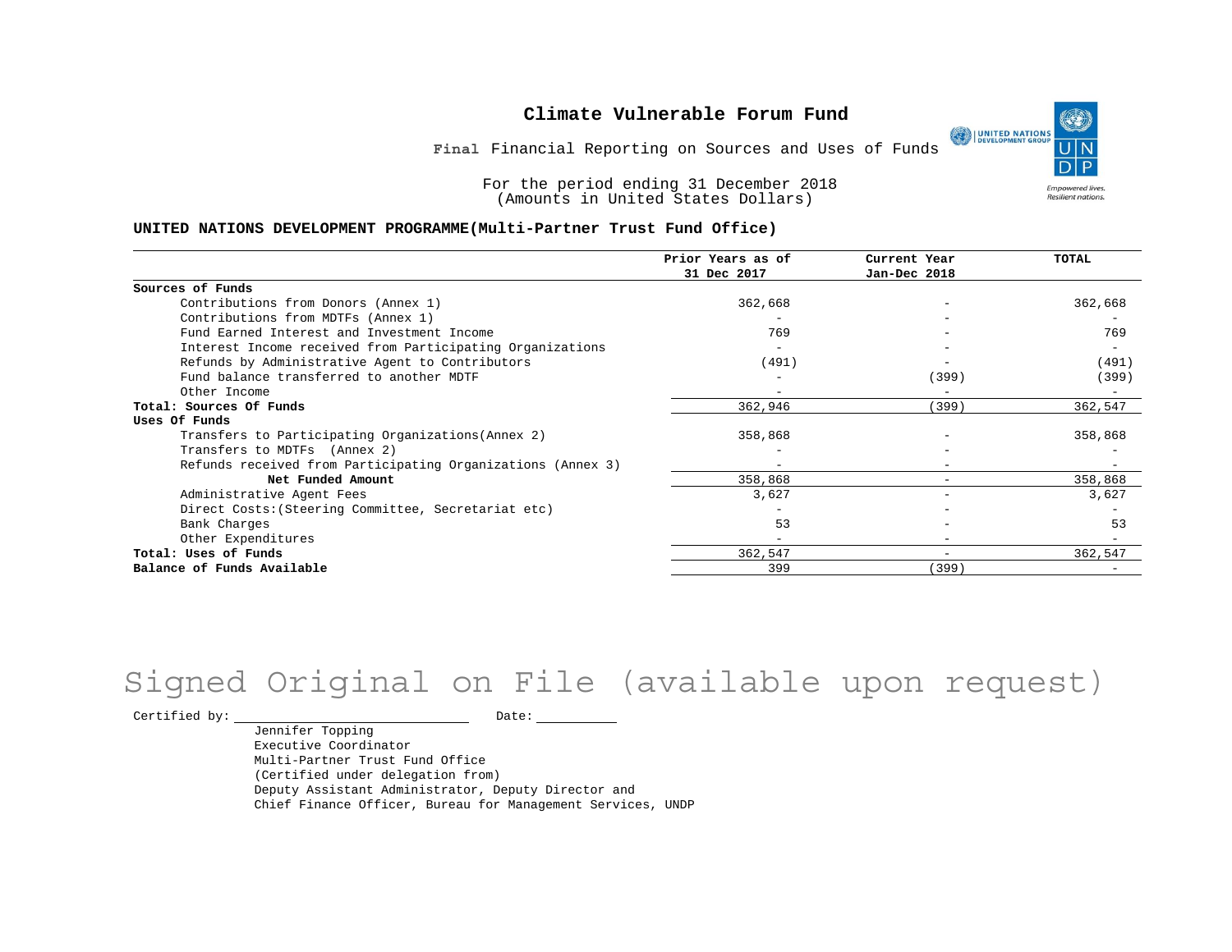# Climate Vulnerable Forum Fund

**Final** Financial Reporting on Sources and Uses of Funds

For the period ending 31 December 2018
(Amounts in United States Dollars)

**UNITED NATIONS DEVELOPMENT PROGRAMME(Multi-Partner Trust Fund Office)**

| | Prior Years as of 31 Dec 2017 | Current Year Jan-Dec 2018 | TOTAL |
|---|---|---|---|
| **Sources of Funds** | | | |
| Contributions from Donors (Annex 1) | 362,668 | - | 362,668 |
| Contributions from MDTFs (Annex 1) | - | - | - |
| Fund Earned Interest and Investment Income | 769 | - | 769 |
| Interest Income received from Participating Organizations | - | - | - |
| Refunds by Administrative Agent to Contributors | (491) | - | (491) |
| Fund balance transferred to another MDTF | - | (399) | (399) |
| Other Income | - | - | - |
| **Total: Sources Of Funds** | 362,946 | (399) | 362,547 |
| **Uses Of Funds** | | | |
| Transfers to Participating Organizations(Annex 2) | 358,868 | - | 358,868 |
| Transfers to MDTFs (Annex 2) | - | - | - |
| Refunds received from Participating Organizations (Annex 3) | - | - | - |
| **Net Funded Amount** | 358,868 | - | 358,868 |
| Administrative Agent Fees | 3,627 | - | 3,627 |
| Direct Costs:(Steering Committee, Secretariat etc) | - | - | - |
| Bank Charges | 53 | - | 53 |
| Other Expenditures | - | - | - |
| **Total: Uses of Funds** | 362,547 | - | 362,547 |
| **Balance of Funds Available** | 399 | (399) | - |

Signed Original on File (available upon request)

Certified by: ______________________ Date: __________

Jennifer Topping
Executive Coordinator
Multi-Partner Trust Fund Office
(Certified under delegation from)
Deputy Assistant Administrator, Deputy Director and
Chief Finance Officer, Bureau for Management Services, UNDP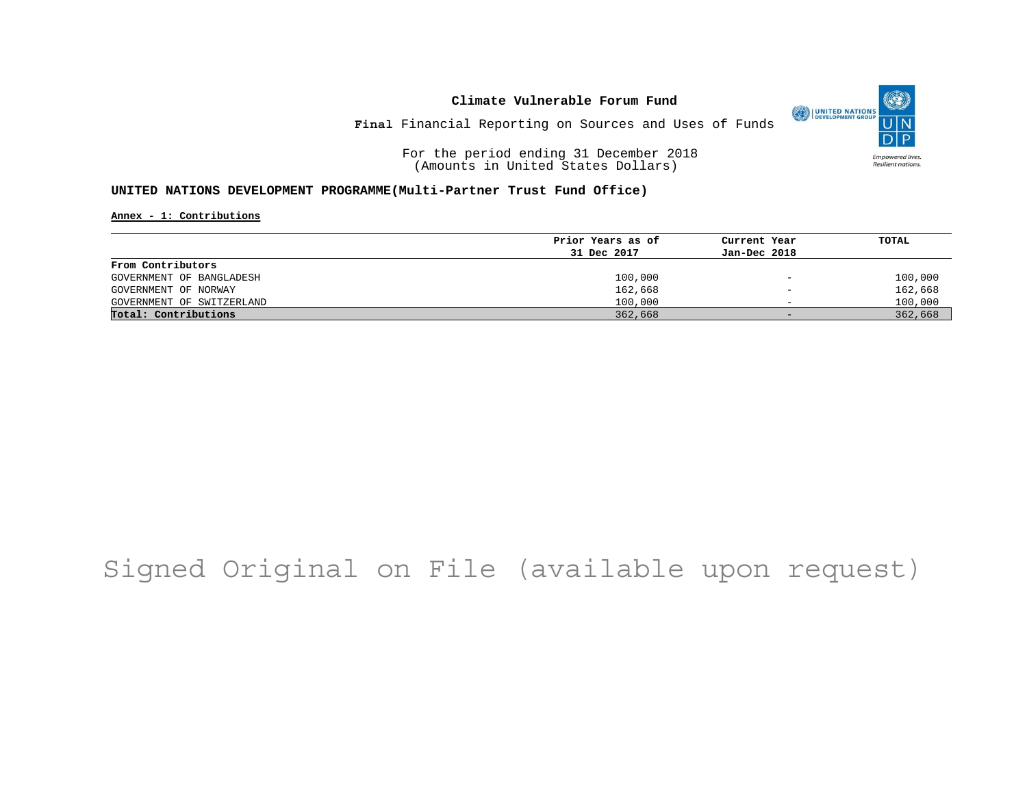**Climate Vulnerable Forum Fund**

**Final** Financial Reporting on Sources and Uses of Funds

For the period ending 31 December 2018
(Amounts in United States Dollars)

**UNITED NATIONS DEVELOPMENT PROGRAMME(Multi-Partner Trust Fund Office)**

**Annex - 1: Contributions**

| | Prior Years as of 31 Dec 2017 | Current Year Jan-Dec 2018 | TOTAL |
|---|---|---|---|
| **From Contributors** | | | |
| GOVERNMENT OF BANGLADESH | 100,000 | - | 100,000 |
| GOVERNMENT OF NORWAY | 162,668 | - | 162,668 |
| GOVERNMENT OF SWITZERLAND | 100,000 | - | 100,000 |
| **Total: Contributions** | 362,668 | - | 362,668 |

Signed Original on File (available upon request)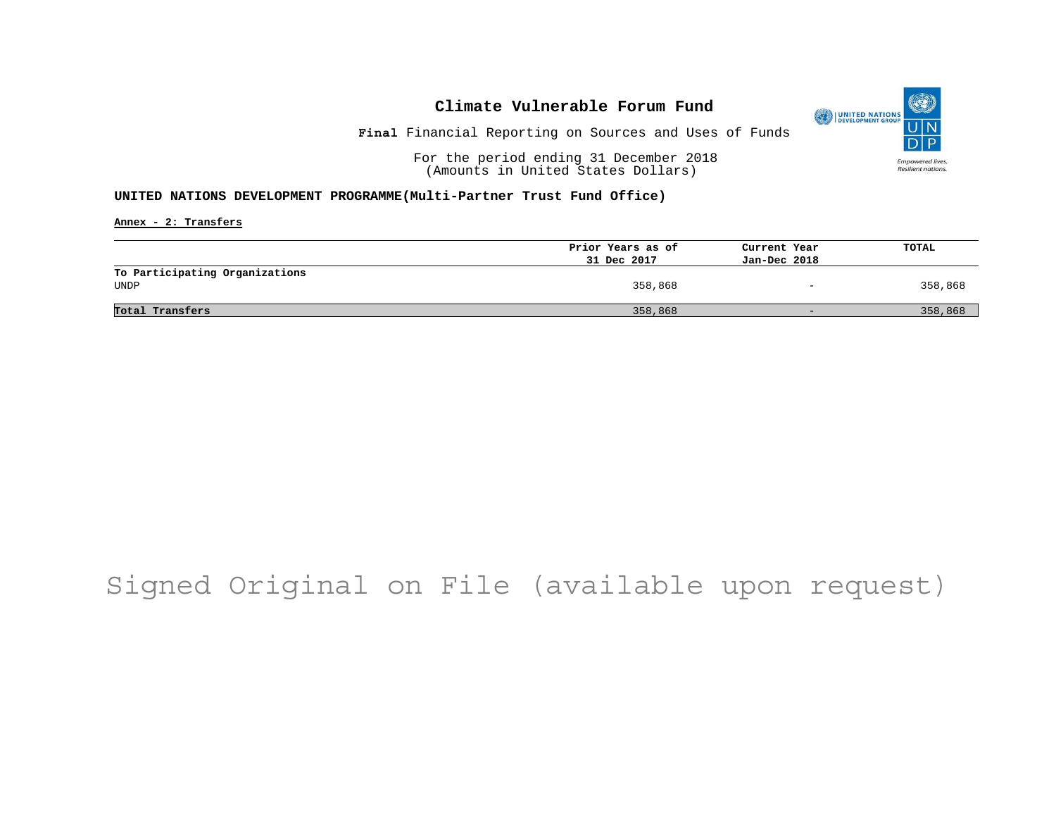# Climate Vulnerable Forum Fund

**Final** Financial Reporting on Sources and Uses of Funds

For the period ending 31 December 2018
(Amounts in United States Dollars)

**UNITED NATIONS DEVELOPMENT PROGRAMME(Multi-Partner Trust Fund Office)**

**Annex - 2: Transfers**

| | Prior Years as of 31 Dec 2017 | Current Year Jan-Dec 2018 | TOTAL |
|---|---|---|---|
| **To Participating Organizations** | | | |
| UNDP | 358,868 | - | 358,868 |
| **Total Transfers** | 358,868 | - | 358,868 |

Signed Original on File (available upon request)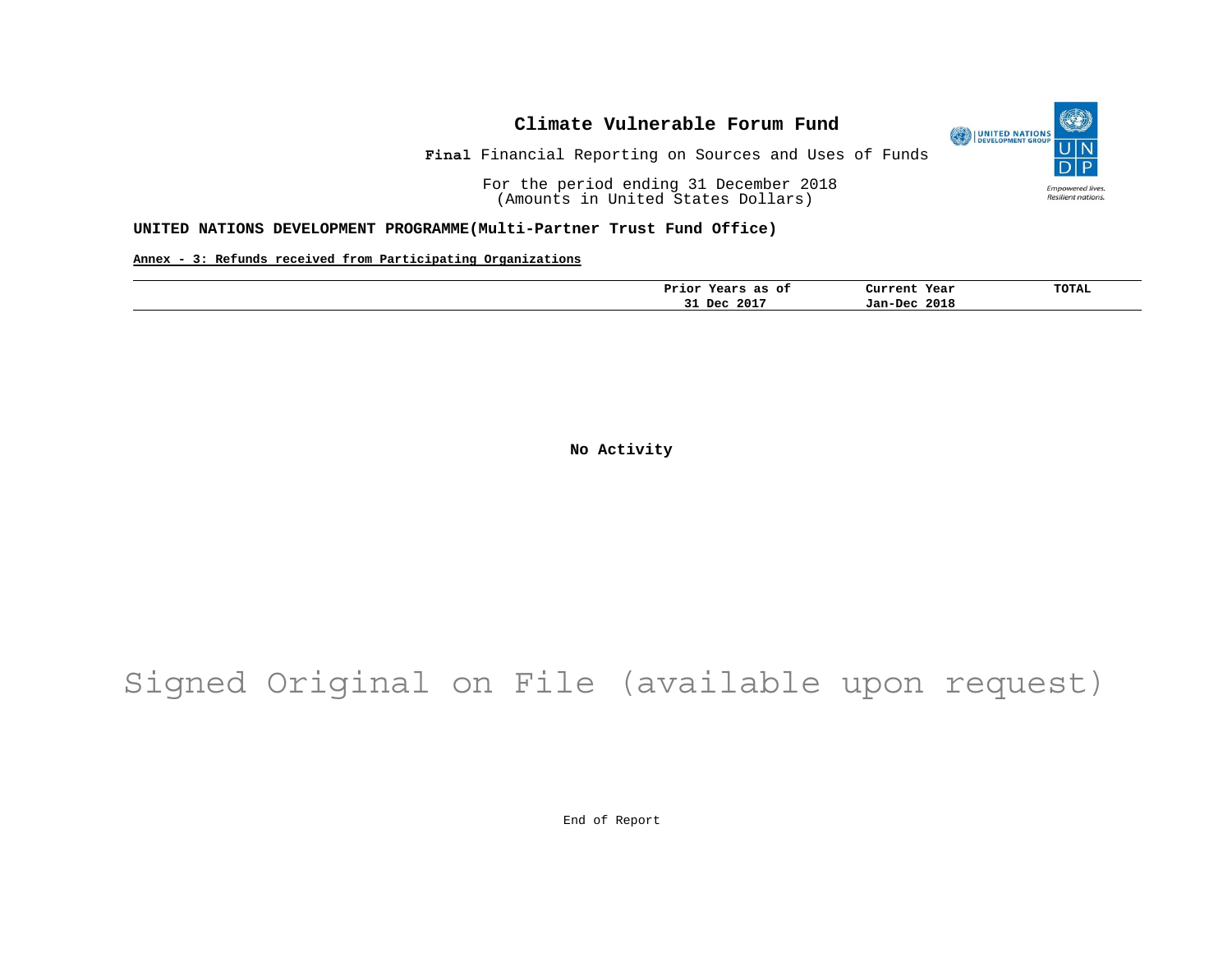# Climate Vulnerable Forum Fund

**Final** Financial Reporting on Sources and Uses of Funds

For the period ending 31 December 2018
(Amounts in United States Dollars)

**UNITED NATIONS DEVELOPMENT PROGRAMME(Multi-Partner Trust Fund Office)**

**Annex - 3: Refunds received from Participating Organizations**

| | Prior Years as of 31 Dec 2017 | Current Year Jan-Dec 2018 | TOTAL |
|---|---|---|---|

**No Activity**

Signed Original on File (available upon request)

End of Report